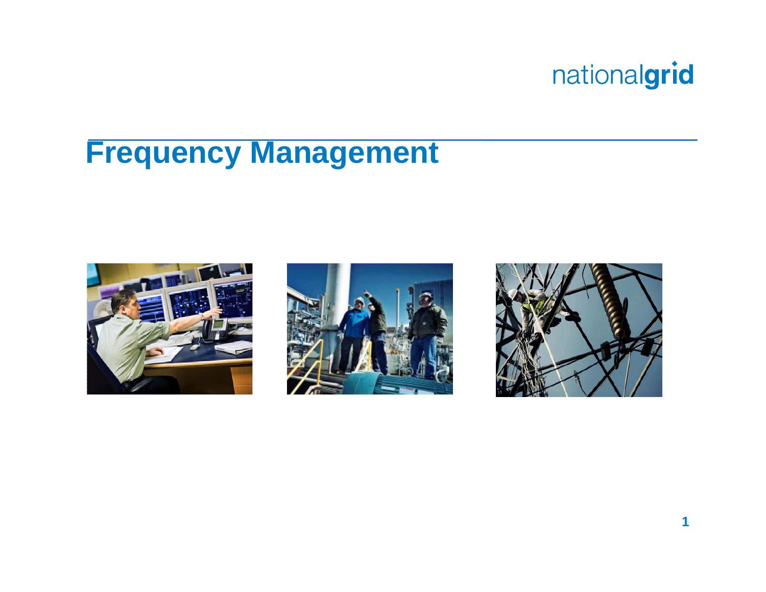nationalgrid

# Frequency Management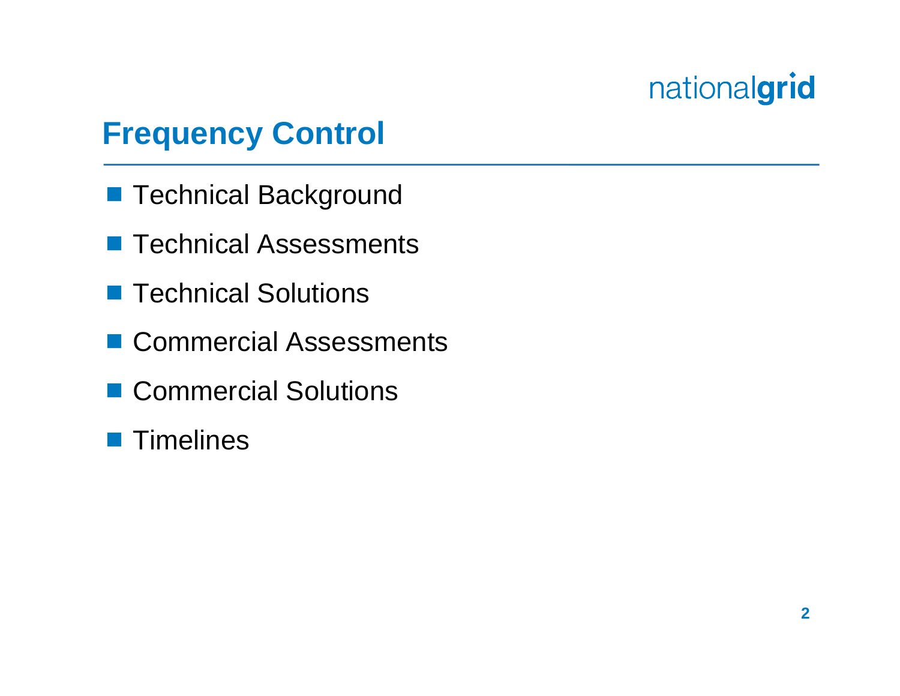# Frequency Control

- Technical Background
- Technical Assessments
- Technical Solutions
- Commercial Assessments
- Commercial Solutions
- Timelines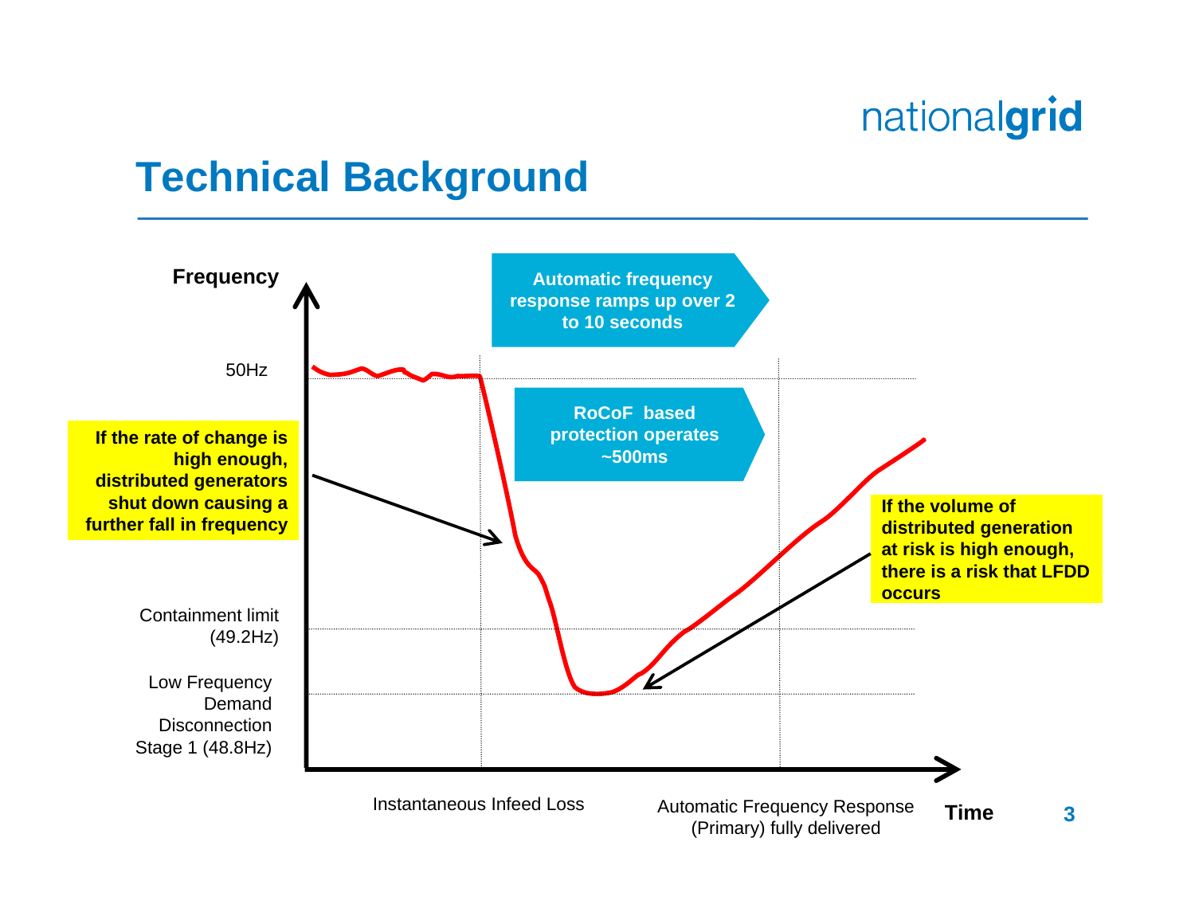# Technical Background

Frequency

50Hz

Containment limit (49.2Hz)

Low Frequency Demand Disconnection Stage 1 (48.8Hz)

Automatic frequency response ramps up over 2 to 10 seconds

RoCoF based protection operates ~500ms

If the rate of change is high enough, distributed generators shut down causing a further fall in frequency

If the volume of distributed generation at risk is high enough, there is a risk that LFDD occurs

Instantaneous Infeed Loss

Automatic Frequency Response (Primary) fully delivered

Time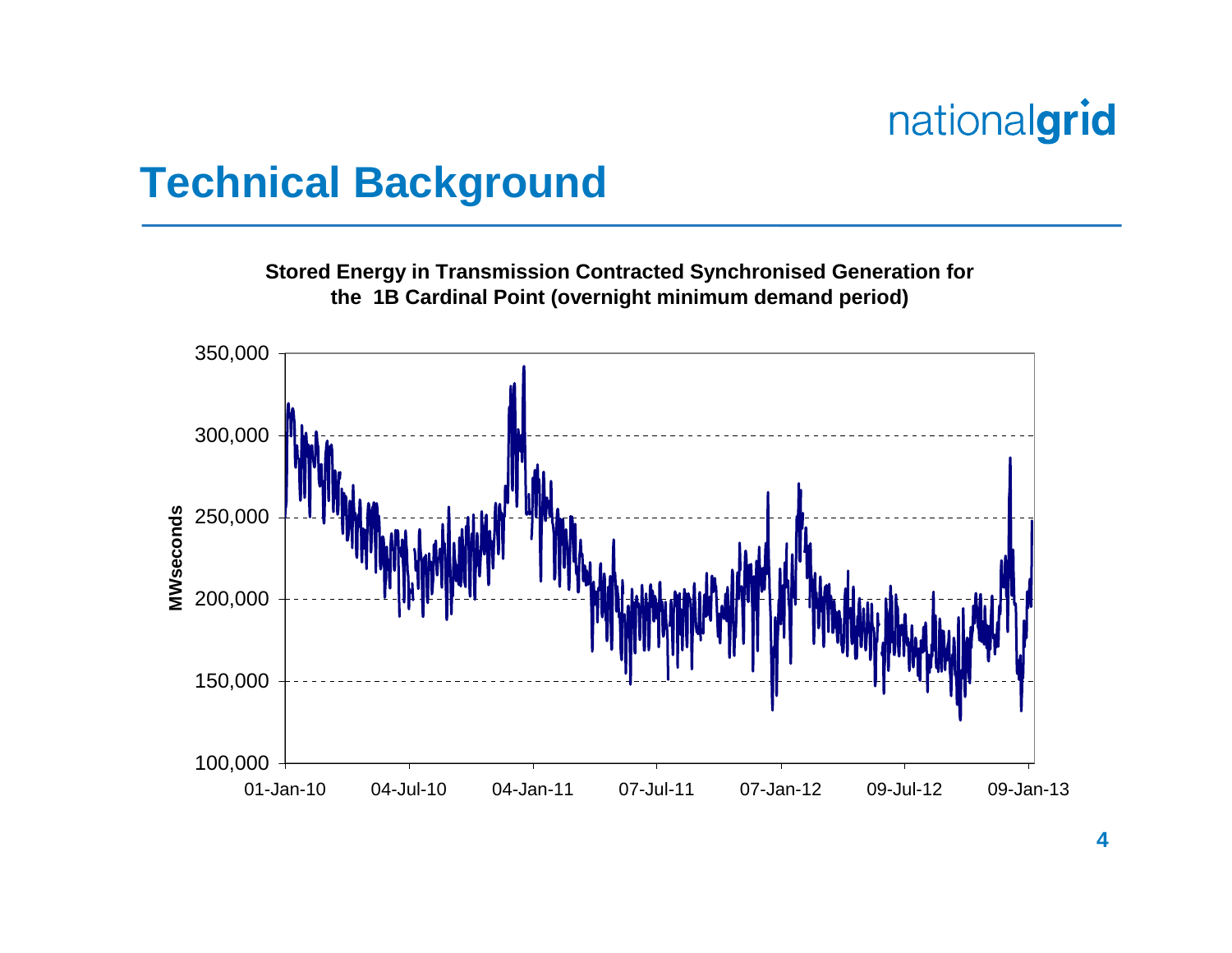# Technical Background

**Stored Energy in Transmission Contracted Synchronised Generation for the 1B Cardinal Point (overnight minimum demand period)**

MWseconds

350,000
300,000
250,000
200,000
150,000
100,000

01-Jan-10 04-Jul-10 04-Jan-11 07-Jul-11 07-Jan-12 09-Jul-12 09-Jan-13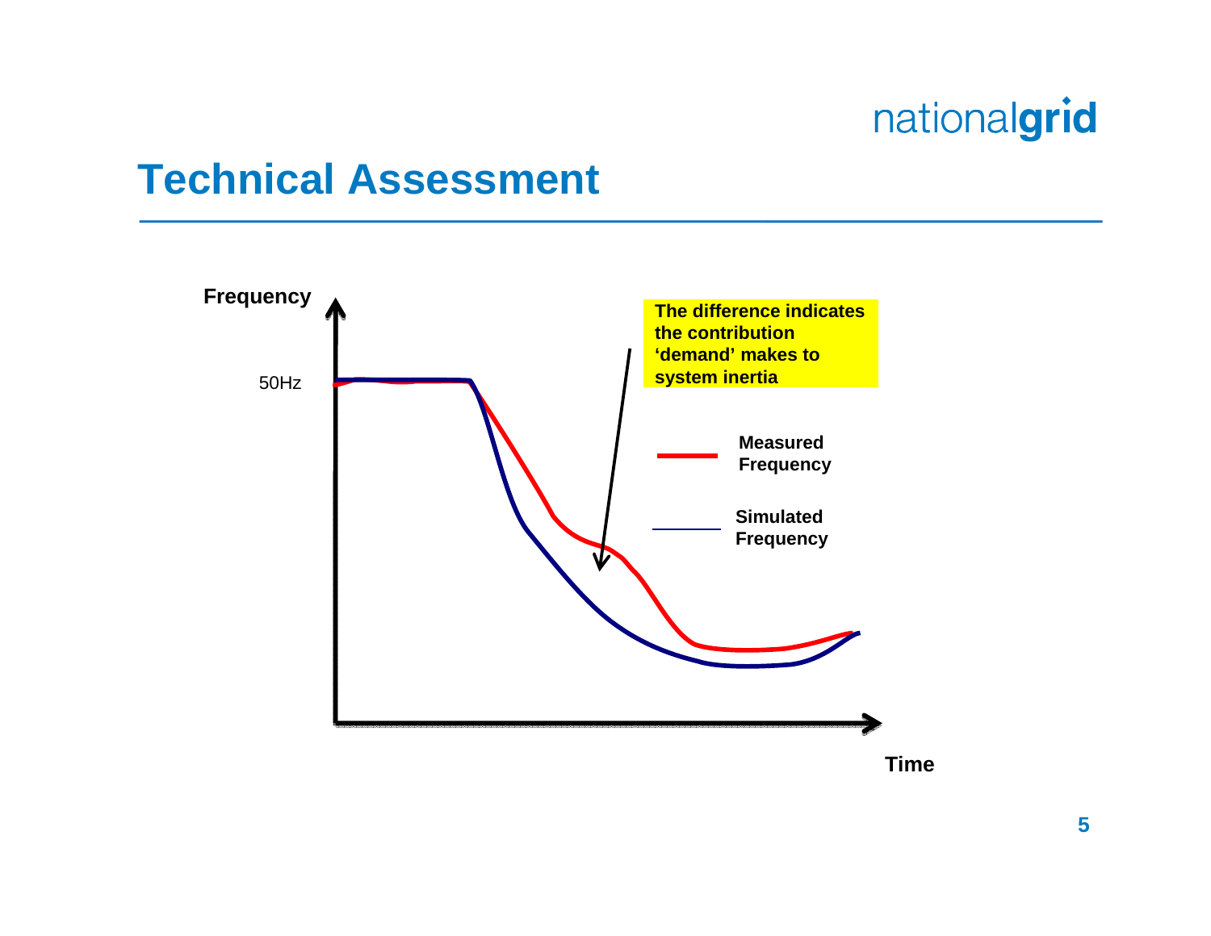# Technical Assessment

Frequency

50Hz

Time

**The difference indicates the contribution 'demand' makes to system inertia**

**Measured Frequency**

**Simulated Frequency**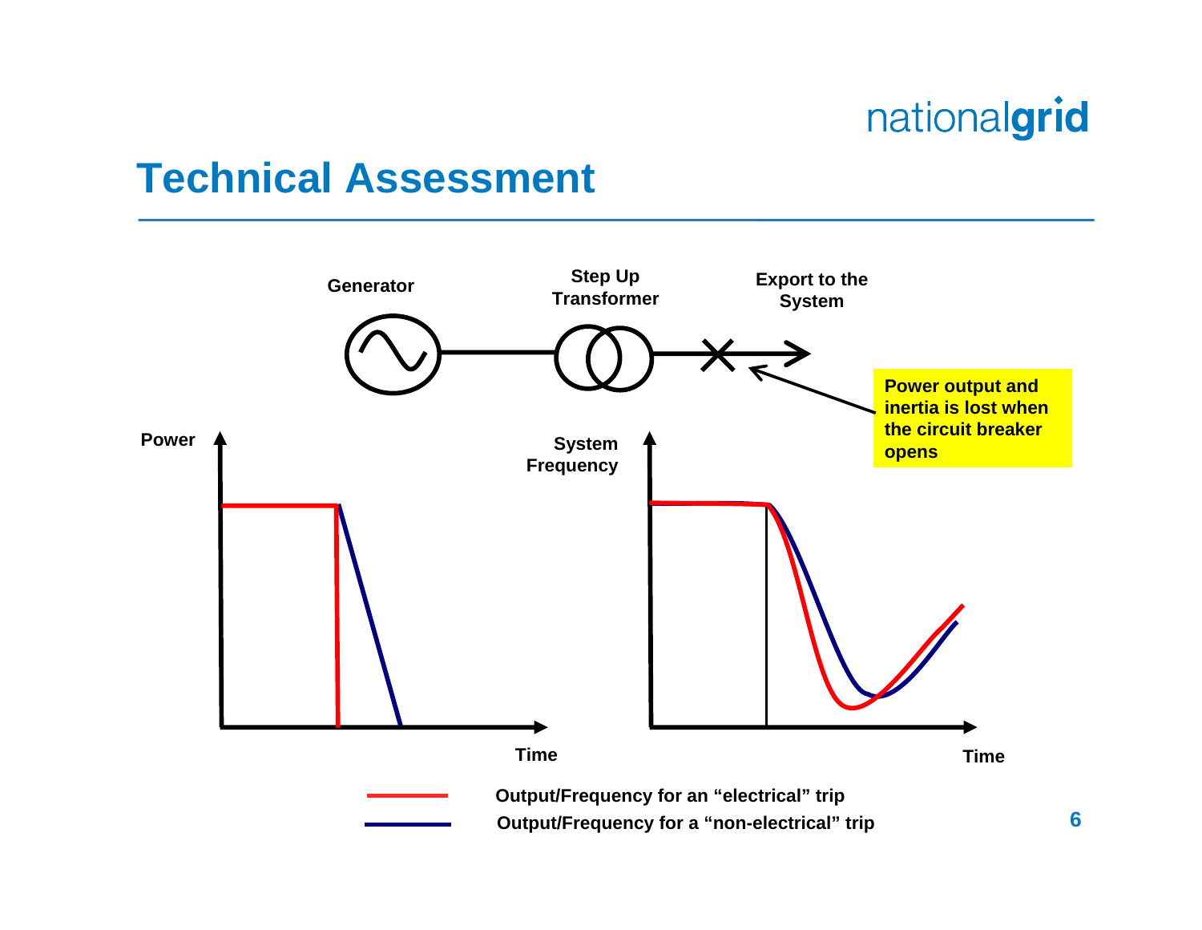# Technical Assessment

Generator

Step Up Transformer

Export to the System

Power output and inertia is lost when the circuit breaker opens

Power

Time

System Frequency

Time

Output/Frequency for an “electrical” trip

Output/Frequency for a “non-electrical” trip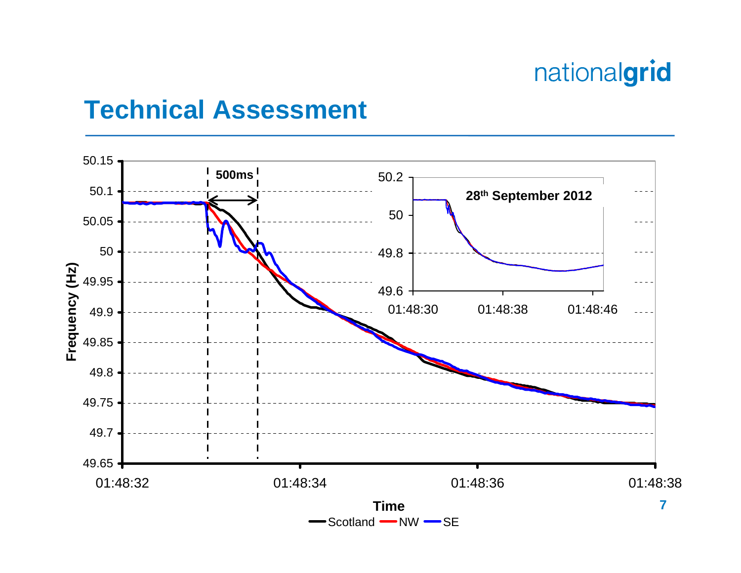# Technical Assessment

Frequency (Hz)

50.15, 50.1, 50.05, 50, 49.95, 49.9, 49.85, 49.8, 49.75, 49.7, 49.65

500ms

28th September 2012

50.2, 50, 49.8, 49.6

01:48:30, 01:48:38, 01:48:46

01:48:32, 01:48:34, 01:48:36, 01:48:38

Time

Scotland, NW, SE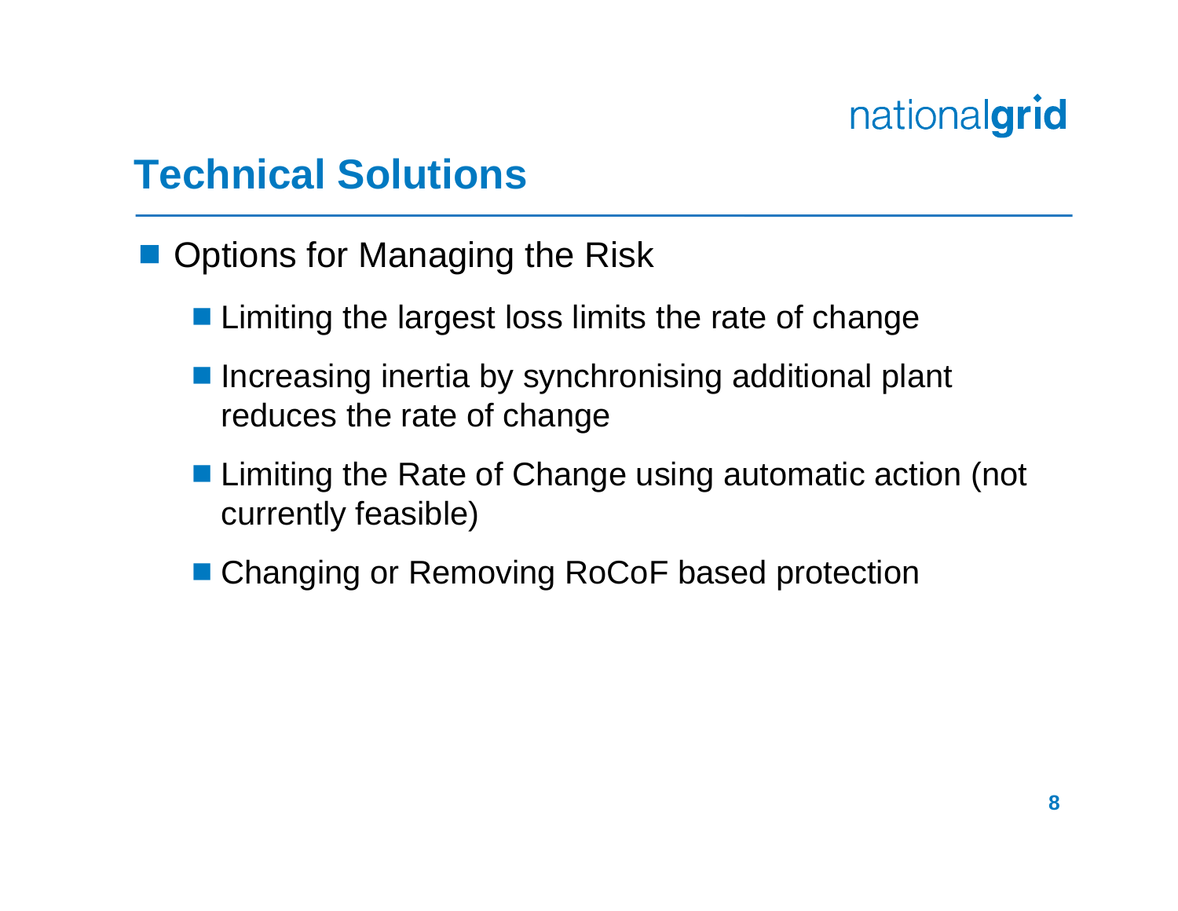# Technical Solutions

- Options for Managing the Risk
  - Limiting the largest loss limits the rate of change
  - Increasing inertia by synchronising additional plant reduces the rate of change
  - Limiting the Rate of Change using automatic action (not currently feasible)
  - Changing or Removing RoCoF based protection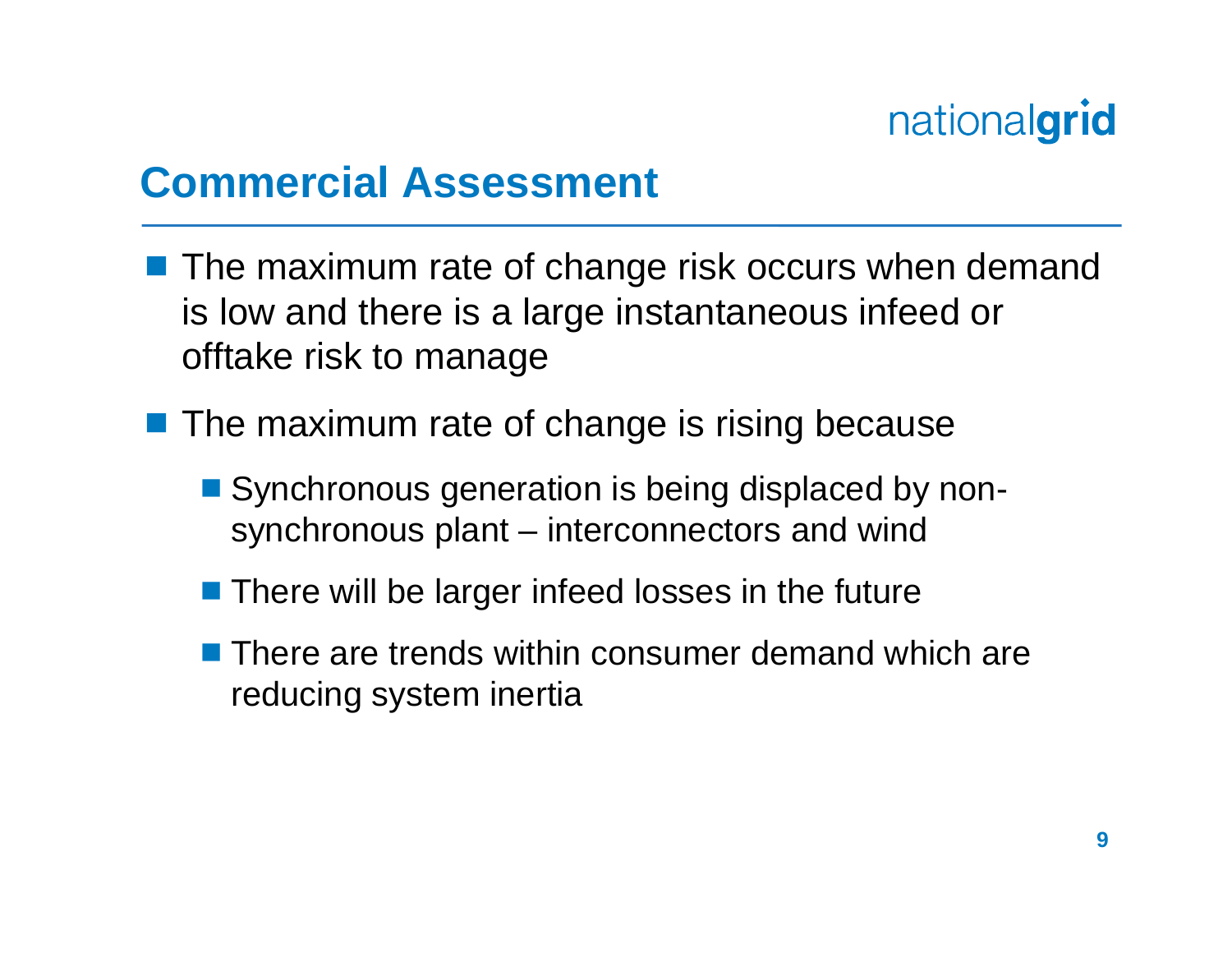## Commercial Assessment

- The maximum rate of change risk occurs when demand is low and there is a large instantaneous infeed or offtake risk to manage
- The maximum rate of change is rising because
  - Synchronous generation is being displaced by non-synchronous plant – interconnectors and wind
  - There will be larger infeed losses in the future
  - There are trends within consumer demand which are reducing system inertia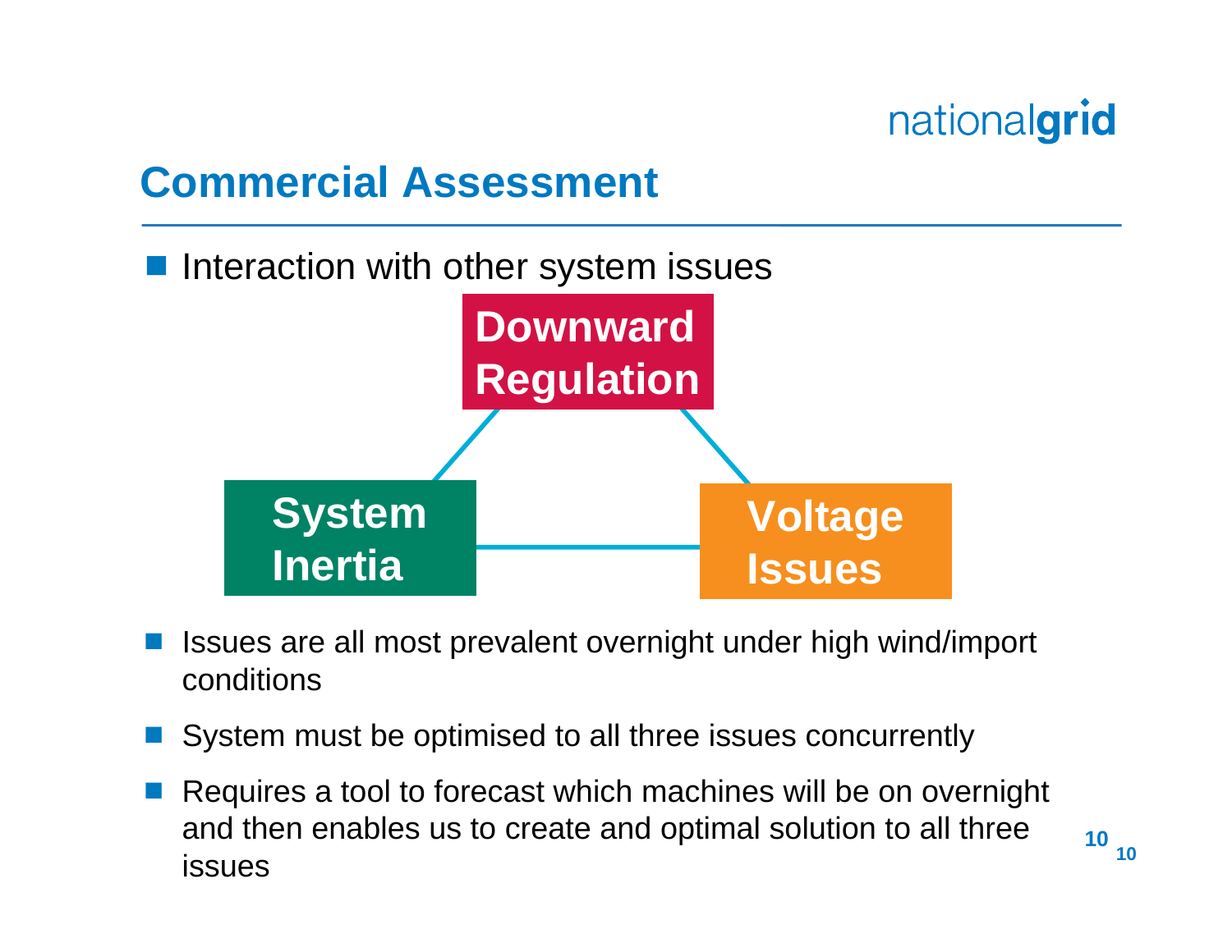## Commercial Assessment

- Interaction with other system issues

Downward Regulation

System Inertia

Voltage Issues

- Issues are all most prevalent overnight under high wind/import conditions
- System must be optimised to all three issues concurrently
- Requires a tool to forecast which machines will be on overnight and then enables us to create and optimal solution to all three issues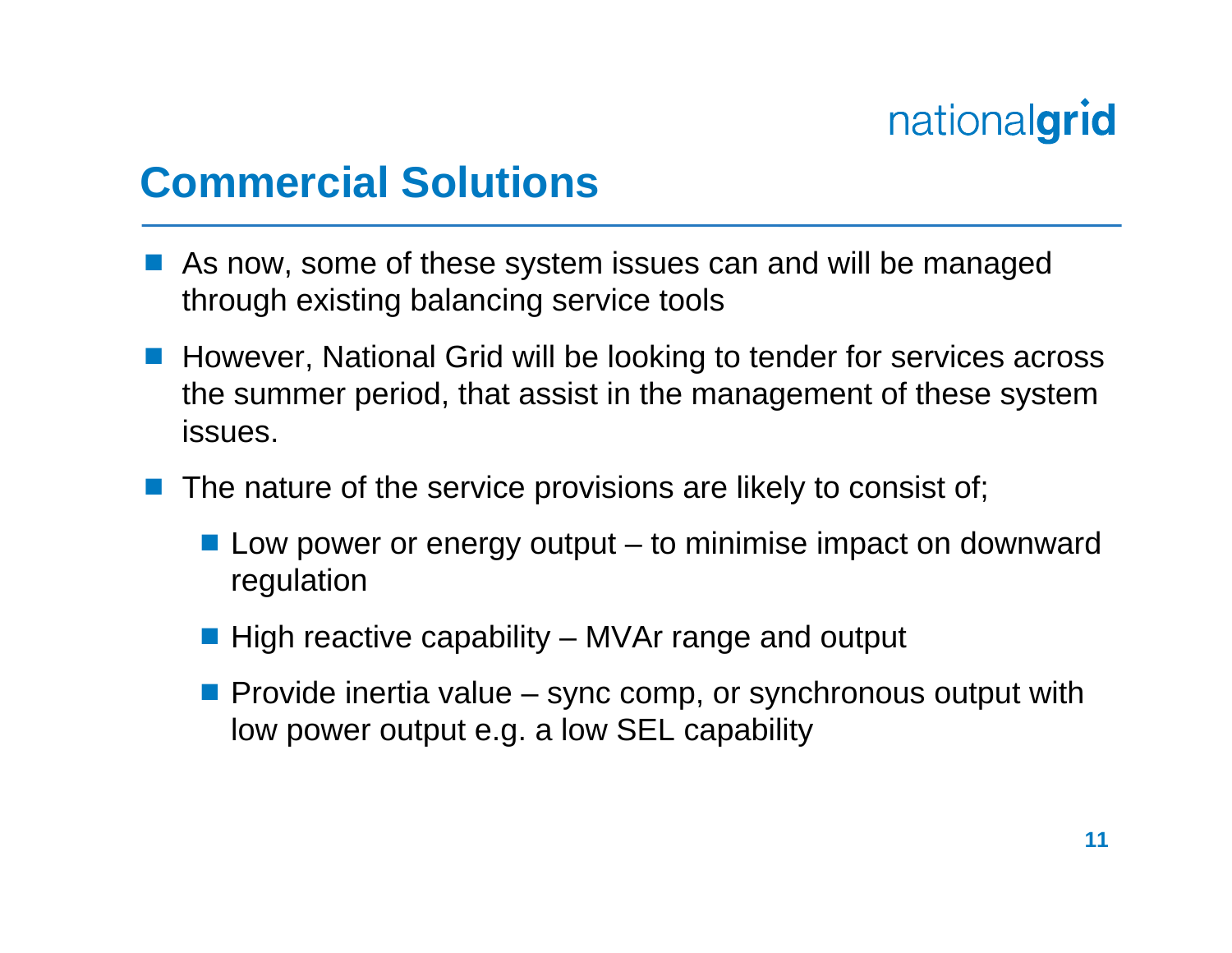## Commercial Solutions

- As now, some of these system issues can and will be managed through existing balancing service tools
- However, National Grid will be looking to tender for services across the summer period, that assist in the management of these system issues.
- The nature of the service provisions are likely to consist of;
  - Low power or energy output – to minimise impact on downward regulation
  - High reactive capability – MVAr range and output
  - Provide inertia value – sync comp, or synchronous output with low power output e.g. a low SEL capability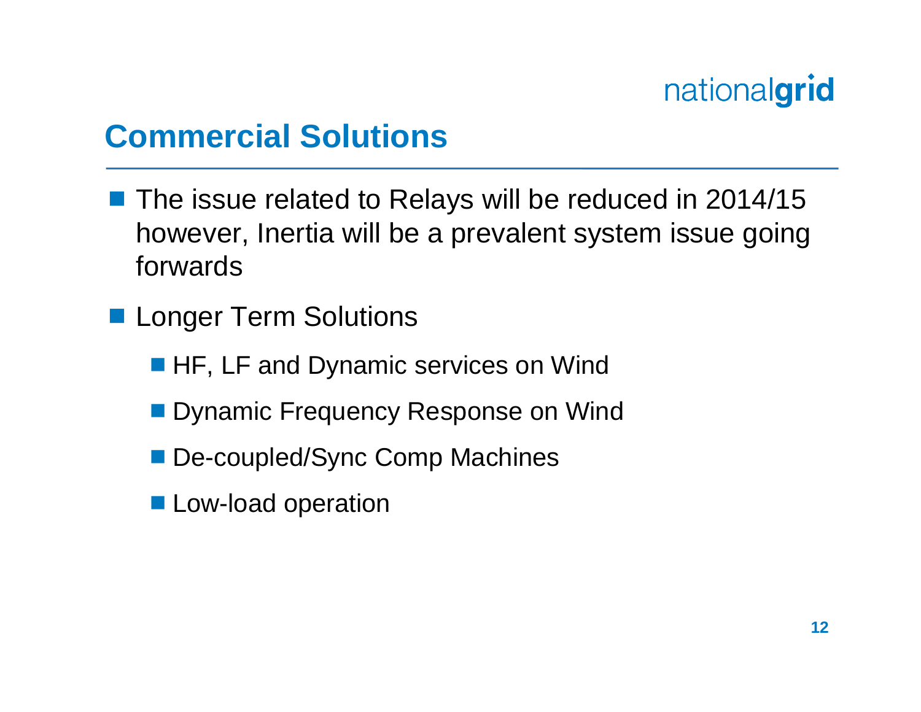## Commercial Solutions

- The issue related to Relays will be reduced in 2014/15 however, Inertia will be a prevalent system issue going forwards
- Longer Term Solutions
  - HF, LF and Dynamic services on Wind
  - Dynamic Frequency Response on Wind
  - De-coupled/Sync Comp Machines
  - Low-load operation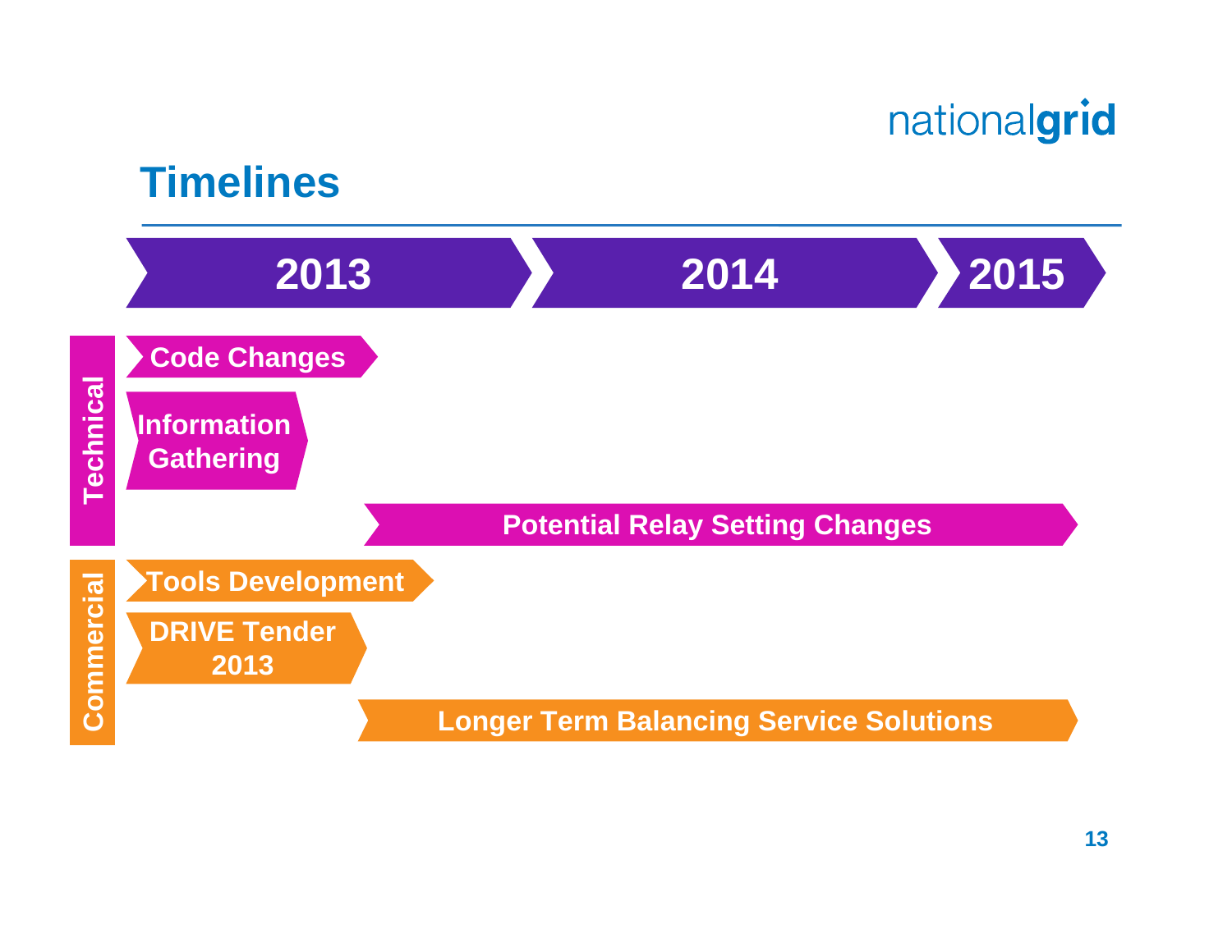## Timelines

**2013** | **2014** | **2015**

**Technical**

- Code Changes
- Information Gathering
- Potential Relay Setting Changes

**Commercial**

- Tools Development
- DRIVE Tender 2013
- Longer Term Balancing Service Solutions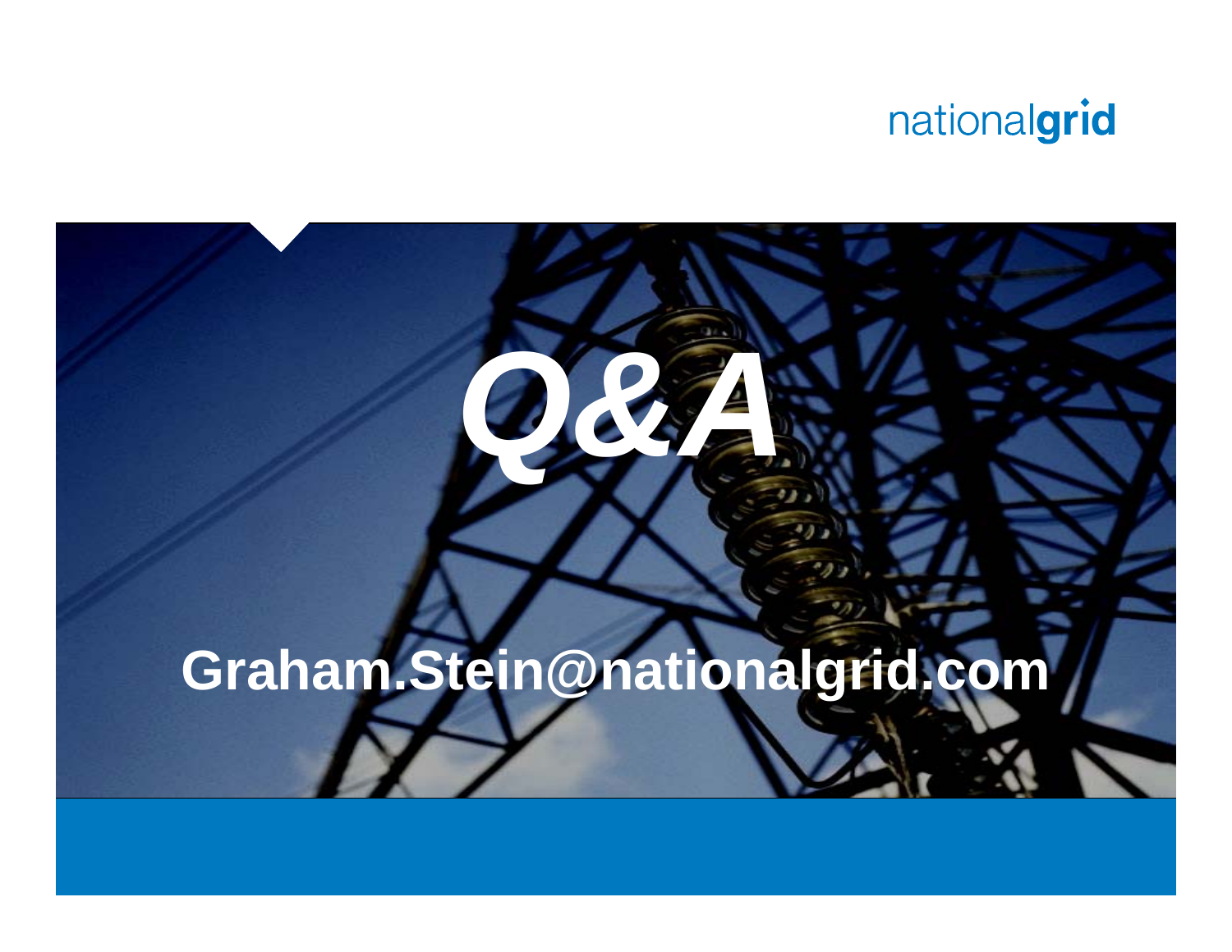# Q&A

**Graham.Stein@nationalgrid.com**